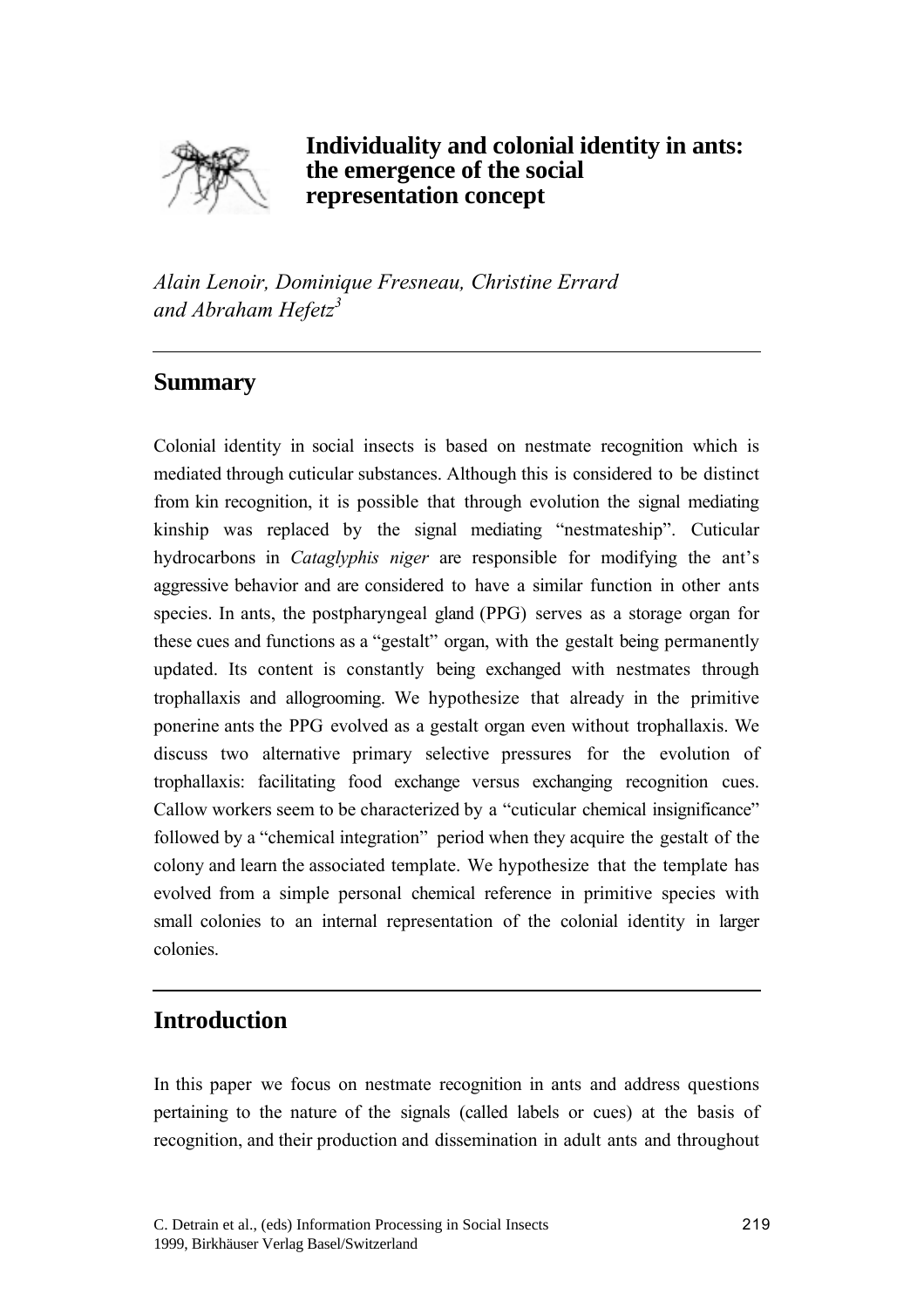# Individuality and colonial identity in ants: the emergence of the social representation concept

*Alain Lenoir, Dominique Fresneau, Christine Errard and Abraham Hefetz*[3]

## Summary

Colonial identity in social insects is based on nestmate recognition which is mediated through cuticular substances. Although this is considered to be distinct from kin recognition, it is possible that through evolution the signal mediating kinship was replaced by the signal mediating "nestmateship". Cuticular hydrocarbons in *Cataglyphis niger* are responsible for modifying the ant's aggressive behavior and are considered to have a similar function in other ants species. In ants, the postpharyngeal gland (PPG) serves as a storage organ for these cues and functions as a "gestalt" organ, with the gestalt being permanently updated. Its content is constantly being exchanged with nestmates through trophallaxis and allogrooming. We hypothesize that already in the primitive ponerine ants the PPG evolved as a gestalt organ even without trophallaxis. We discuss two alternative primary selective pressures for the evolution of trophallaxis: facilitating food exchange versus exchanging recognition cues. Callow workers seem to be characterized by a "cuticular chemical insignificance" followed by a "chemical integration" period when they acquire the gestalt of the colony and learn the associated template. We hypothesize that the template has evolved from a simple personal chemical reference in primitive species with small colonies to an internal representation of the colonial identity in larger colonies.

## Introduction

In this paper we focus on nestmate recognition in ants and address questions pertaining to the nature of the signals (called labels or cues) at the basis of recognition, and their production and dissemination in adult ants and throughout

C. Detrain et al., (eds) Information Processing in Social Insects
1999, Birkhäuser Verlag Basel/Switzerland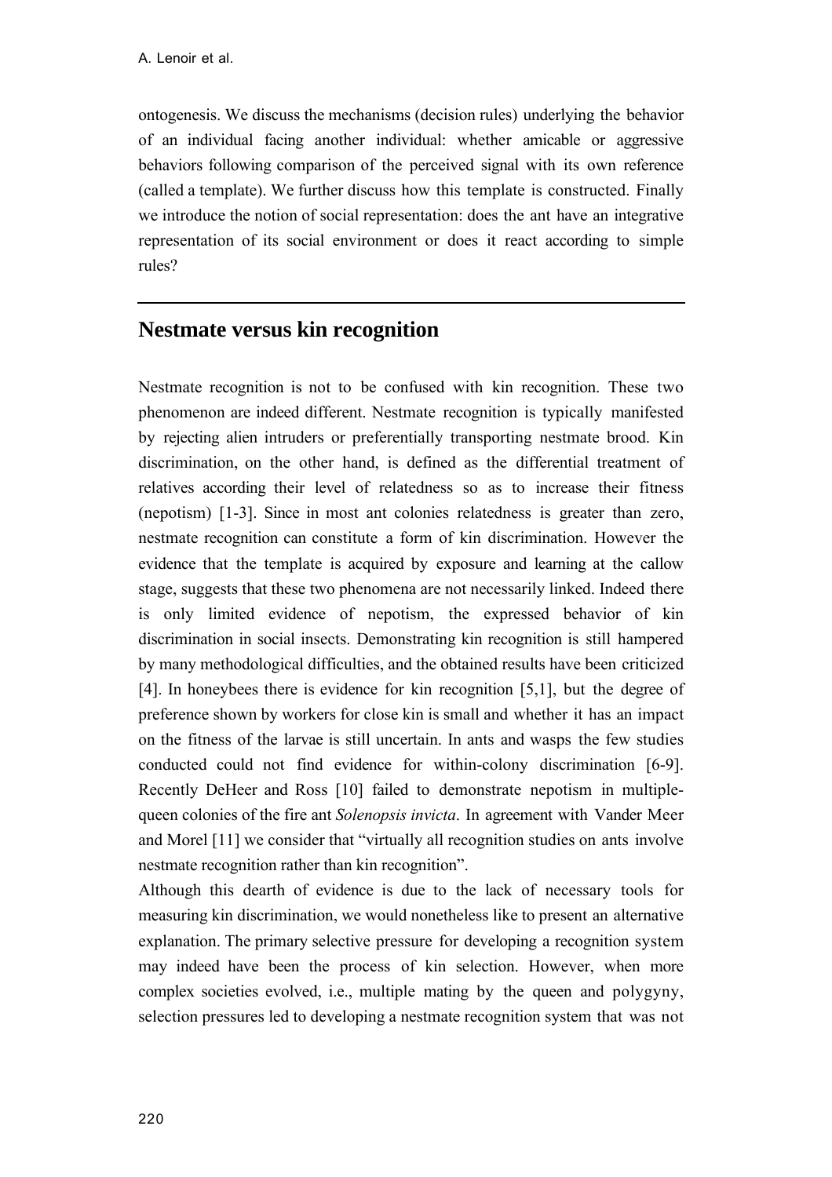ontogenesis. We discuss the mechanisms (decision rules) underlying the behavior of an individual facing another individual: whether amicable or aggressive behaviors following comparison of the perceived signal with its own reference (called a template). We further discuss how this template is constructed. Finally we introduce the notion of social representation: does the ant have an integrative representation of its social environment or does it react according to simple rules?

## Nestmate versus kin recognition

Nestmate recognition is not to be confused with kin recognition. These two phenomenon are indeed different. Nestmate recognition is typically manifested by rejecting alien intruders or preferentially transporting nestmate brood. Kin discrimination, on the other hand, is defined as the differential treatment of relatives according their level of relatedness so as to increase their fitness (nepotism) [1-3]. Since in most ant colonies relatedness is greater than zero, nestmate recognition can constitute a form of kin discrimination. However the evidence that the template is acquired by exposure and learning at the callow stage, suggests that these two phenomena are not necessarily linked. Indeed there is only limited evidence of nepotism, the expressed behavior of kin discrimination in social insects. Demonstrating kin recognition is still hampered by many methodological difficulties, and the obtained results have been criticized [4]. In honeybees there is evidence for kin recognition [5,1], but the degree of preference shown by workers for close kin is small and whether it has an impact on the fitness of the larvae is still uncertain. In ants and wasps the few studies conducted could not find evidence for within-colony discrimination [6-9]. Recently DeHeer and Ross [10] failed to demonstrate nepotism in multiple-queen colonies of the fire ant *Solenopsis invicta*. In agreement with Vander Meer and Morel [11] we consider that "virtually all recognition studies on ants involve nestmate recognition rather than kin recognition".

Although this dearth of evidence is due to the lack of necessary tools for measuring kin discrimination, we would nonetheless like to present an alternative explanation. The primary selective pressure for developing a recognition system may indeed have been the process of kin selection. However, when more complex societies evolved, i.e., multiple mating by the queen and polygyny, selection pressures led to developing a nestmate recognition system that was not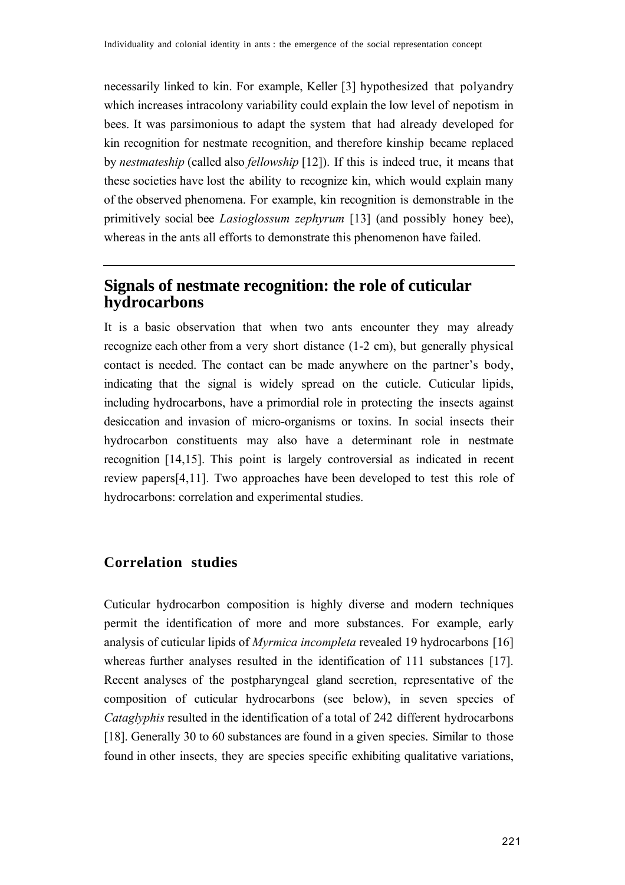necessarily linked to kin. For example, Keller [3] hypothesized that polyandry which increases intracolony variability could explain the low level of nepotism in bees. It was parsimonious to adapt the system that had already developed for kin recognition for nestmate recognition, and therefore kinship became replaced by *nestmateship* (called also *fellowship* [12]). If this is indeed true, it means that these societies have lost the ability to recognize kin, which would explain many of the observed phenomena. For example, kin recognition is demonstrable in the primitively social bee *Lasioglossum zephyrum* [13] (and possibly honey bee), whereas in the ants all efforts to demonstrate this phenomenon have failed.

---

## Signals of nestmate recognition: the role of cuticular hydrocarbons

It is a basic observation that when two ants encounter they may already recognize each other from a very short distance (1-2 cm), but generally physical contact is needed. The contact can be made anywhere on the partner's body, indicating that the signal is widely spread on the cuticle. Cuticular lipids, including hydrocarbons, have a primordial role in protecting the insects against desiccation and invasion of micro-organisms or toxins. In social insects their hydrocarbon constituents may also have a determinant role in nestmate recognition [14,15]. This point is largely controversial as indicated in recent review papers[4,11]. Two approaches have been developed to test this role of hydrocarbons: correlation and experimental studies.

### Correlation studies

Cuticular hydrocarbon composition is highly diverse and modern techniques permit the identification of more and more substances. For example, early analysis of cuticular lipids of *Myrmica incompleta* revealed 19 hydrocarbons [16] whereas further analyses resulted in the identification of 111 substances [17]. Recent analyses of the postpharyngeal gland secretion, representative of the composition of cuticular hydrocarbons (see below), in seven species of *Cataglyphis* resulted in the identification of a total of 242 different hydrocarbons [18]. Generally 30 to 60 substances are found in a given species. Similar to those found in other insects, they are species specific exhibiting qualitative variations,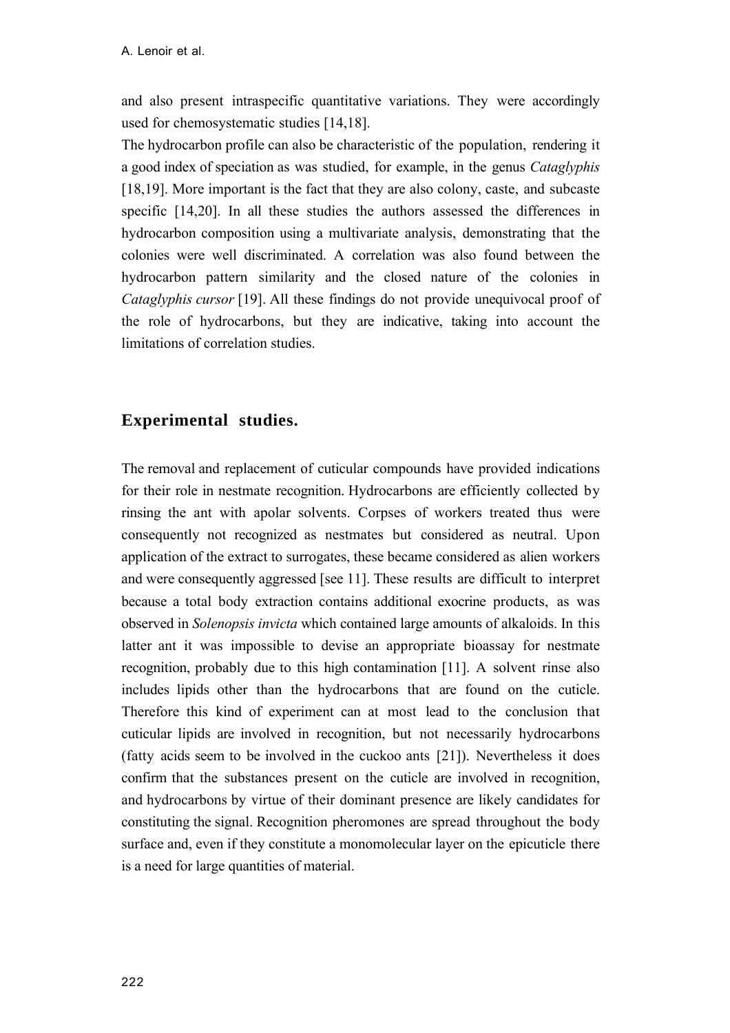and also present intraspecific quantitative variations. They were accordingly used for chemosystematic studies [14,18].

The hydrocarbon profile can also be characteristic of the population, rendering it a good index of speciation as was studied, for example, in the genus *Cataglyphis* [18,19]. More important is the fact that they are also colony, caste, and subcaste specific [14,20]. In all these studies the authors assessed the differences in hydrocarbon composition using a multivariate analysis, demonstrating that the colonies were well discriminated. A correlation was also found between the hydrocarbon pattern similarity and the closed nature of the colonies in *Cataglyphis cursor* [19]. All these findings do not provide unequivocal proof of the role of hydrocarbons, but they are indicative, taking into account the limitations of correlation studies.

## Experimental studies.

The removal and replacement of cuticular compounds have provided indications for their role in nestmate recognition. Hydrocarbons are efficiently collected by rinsing the ant with apolar solvents. Corpses of workers treated thus were consequently not recognized as nestmates but considered as neutral. Upon application of the extract to surrogates, these became considered as alien workers and were consequently aggressed [see 11]. These results are difficult to interpret because a total body extraction contains additional exocrine products, as was observed in *Solenopsis invicta* which contained large amounts of alkaloids. In this latter ant it was impossible to devise an appropriate bioassay for nestmate recognition, probably due to this high contamination [11]. A solvent rinse also includes lipids other than the hydrocarbons that are found on the cuticle. Therefore this kind of experiment can at most lead to the conclusion that cuticular lipids are involved in recognition, but not necessarily hydrocarbons (fatty acids seem to be involved in the cuckoo ants [21]). Nevertheless it does confirm that the substances present on the cuticle are involved in recognition, and hydrocarbons by virtue of their dominant presence are likely candidates for constituting the signal. Recognition pheromones are spread throughout the body surface and, even if they constitute a monomolecular layer on the epicuticle there is a need for large quantities of material.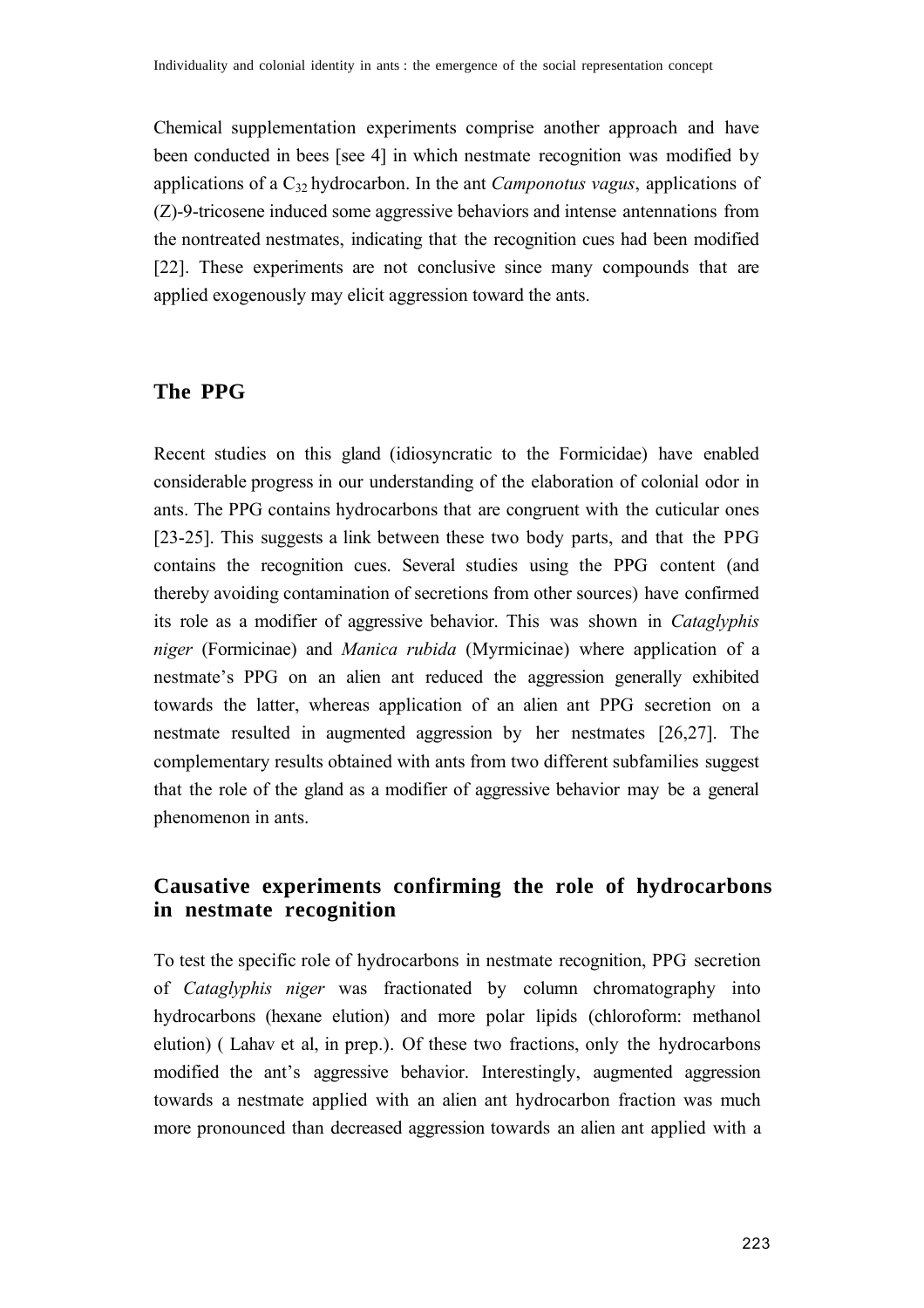Chemical supplementation experiments comprise another approach and have been conducted in bees [see 4] in which nestmate recognition was modified by applications of a $C_{32}$ hydrocarbon. In the ant *Camponotus vagus*, applications of (Z)-9-tricosene induced some aggressive behaviors and intense antennations from the nontreated nestmates, indicating that the recognition cues had been modified [22]. These experiments are not conclusive since many compounds that are applied exogenously may elicit aggression toward the ants.

## The PPG

Recent studies on this gland (idiosyncratic to the Formicidae) have enabled considerable progress in our understanding of the elaboration of colonial odor in ants. The PPG contains hydrocarbons that are congruent with the cuticular ones [23-25]. This suggests a link between these two body parts, and that the PPG contains the recognition cues. Several studies using the PPG content (and thereby avoiding contamination of secretions from other sources) have confirmed its role as a modifier of aggressive behavior. This was shown in *Cataglyphis niger* (Formicinae) and *Manica rubida* (Myrmicinae) where application of a nestmate's PPG on an alien ant reduced the aggression generally exhibited towards the latter, whereas application of an alien ant PPG secretion on a nestmate resulted in augmented aggression by her nestmates [26,27]. The complementary results obtained with ants from two different subfamilies suggest that the role of the gland as a modifier of aggressive behavior may be a general phenomenon in ants.

## Causative experiments confirming the role of hydrocarbons in nestmate recognition

To test the specific role of hydrocarbons in nestmate recognition, PPG secretion of *Cataglyphis niger* was fractionated by column chromatography into hydrocarbons (hexane elution) and more polar lipids (chloroform: methanol elution) ( Lahav et al, in prep.). Of these two fractions, only the hydrocarbons modified the ant's aggressive behavior. Interestingly, augmented aggression towards a nestmate applied with an alien ant hydrocarbon fraction was much more pronounced than decreased aggression towards an alien ant applied with a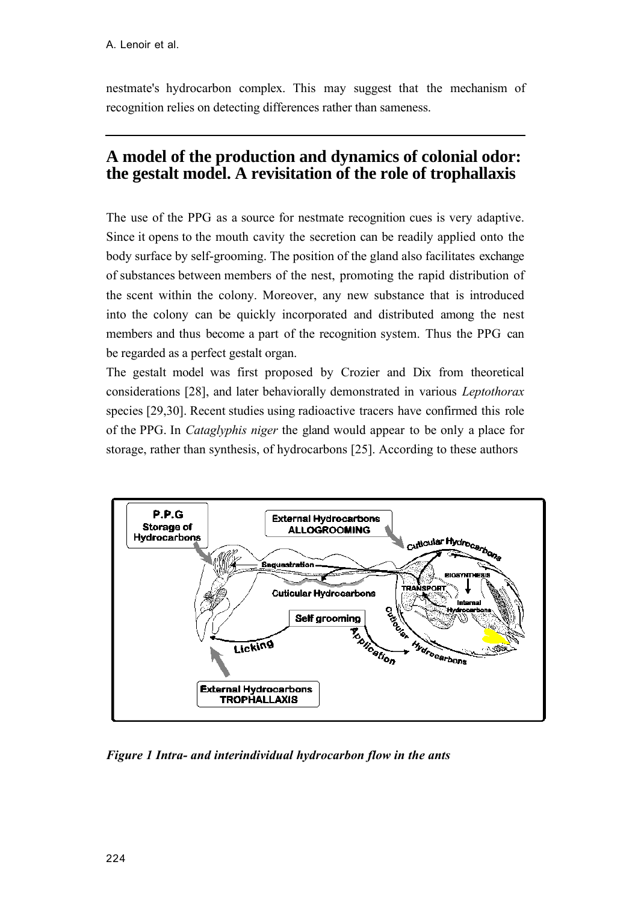nestmate's hydrocarbon complex. This may suggest that the mechanism of recognition relies on detecting differences rather than sameness.

## A model of the production and dynamics of colonial odor: the gestalt model. A revisitation of the role of trophallaxis

The use of the PPG as a source for nestmate recognition cues is very adaptive. Since it opens to the mouth cavity the secretion can be readily applied onto the body surface by self-grooming. The position of the gland also facilitates exchange of substances between members of the nest, promoting the rapid distribution of the scent within the colony. Moreover, any new substance that is introduced into the colony can be quickly incorporated and distributed among the nest members and thus become a part of the recognition system. Thus the PPG can be regarded as a perfect gestalt organ.

The gestalt model was first proposed by Crozier and Dix from theoretical considerations [28], and later behaviorally demonstrated in various *Leptothorax* species [29,30]. Recent studies using radioactive tracers have confirmed this role of the PPG. In *Cataglyphis niger* the gland would appear to be only a place for storage, rather than synthesis, of hydrocarbons [25]. According to these authors

***Figure 1 Intra- and interindividual hydrocarbon flow in the ants***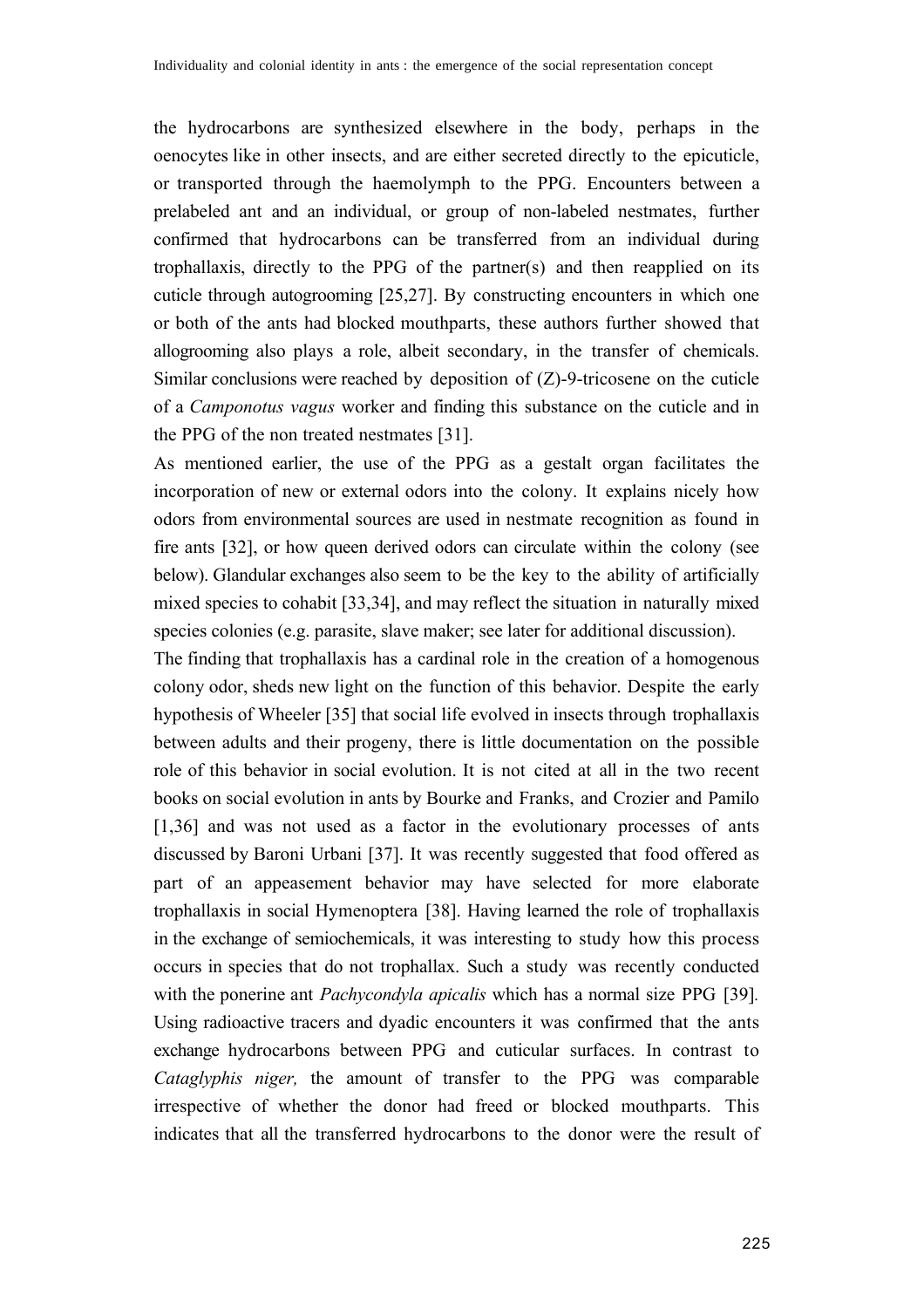the hydrocarbons are synthesized elsewhere in the body, perhaps in the oenocytes like in other insects, and are either secreted directly to the epicuticle, or transported through the haemolymph to the PPG. Encounters between a prelabeled ant and an individual, or group of non-labeled nestmates, further confirmed that hydrocarbons can be transferred from an individual during trophallaxis, directly to the PPG of the partner(s) and then reapplied on its cuticle through autogrooming [25,27]. By constructing encounters in which one or both of the ants had blocked mouthparts, these authors further showed that allogrooming also plays a role, albeit secondary, in the transfer of chemicals. Similar conclusions were reached by deposition of (Z)-9-tricosene on the cuticle of a *Camponotus vagus* worker and finding this substance on the cuticle and in the PPG of the non treated nestmates [31].

As mentioned earlier, the use of the PPG as a gestalt organ facilitates the incorporation of new or external odors into the colony. It explains nicely how odors from environmental sources are used in nestmate recognition as found in fire ants [32], or how queen derived odors can circulate within the colony (see below). Glandular exchanges also seem to be the key to the ability of artificially mixed species to cohabit [33,34], and may reflect the situation in naturally mixed species colonies (e.g. parasite, slave maker; see later for additional discussion).

The finding that trophallaxis has a cardinal role in the creation of a homogenous colony odor, sheds new light on the function of this behavior. Despite the early hypothesis of Wheeler [35] that social life evolved in insects through trophallaxis between adults and their progeny, there is little documentation on the possible role of this behavior in social evolution. It is not cited at all in the two recent books on social evolution in ants by Bourke and Franks, and Crozier and Pamilo [1,36] and was not used as a factor in the evolutionary processes of ants discussed by Baroni Urbani [37]. It was recently suggested that food offered as part of an appeasement behavior may have selected for more elaborate trophallaxis in social Hymenoptera [38]. Having learned the role of trophallaxis in the exchange of semiochemicals, it was interesting to study how this process occurs in species that do not trophallax. Such a study was recently conducted with the ponerine ant *Pachycondyla apicalis* which has a normal size PPG [39]. Using radioactive tracers and dyadic encounters it was confirmed that the ants exchange hydrocarbons between PPG and cuticular surfaces. In contrast to *Cataglyphis niger,* the amount of transfer to the PPG was comparable irrespective of whether the donor had freed or blocked mouthparts. This indicates that all the transferred hydrocarbons to the donor were the result of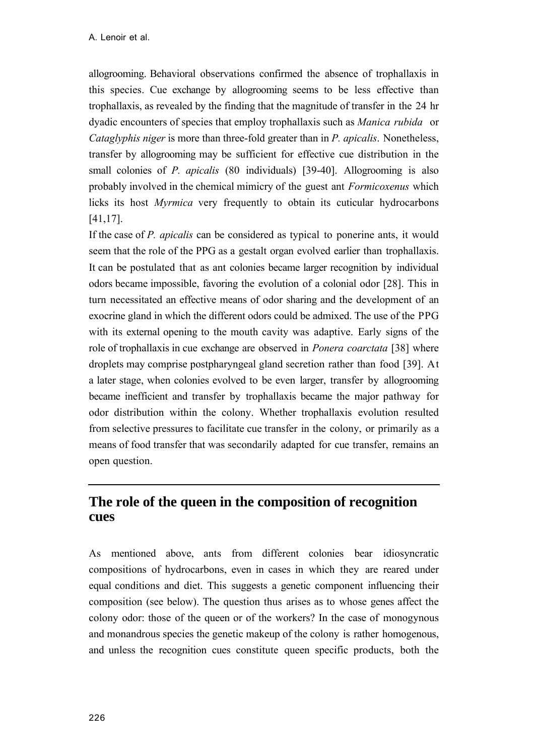allogrooming. Behavioral observations confirmed the absence of trophallaxis in this species. Cue exchange by allogrooming seems to be less effective than trophallaxis, as revealed by the finding that the magnitude of transfer in the 24 hr dyadic encounters of species that employ trophallaxis such as *Manica rubida* or *Cataglyphis niger* is more than three-fold greater than in *P. apicalis*. Nonetheless, transfer by allogrooming may be sufficient for effective cue distribution in the small colonies of *P. apicalis* (80 individuals) [39-40]. Allogrooming is also probably involved in the chemical mimicry of the guest ant *Formicoxenus* which licks its host *Myrmica* very frequently to obtain its cuticular hydrocarbons [41,17].

If the case of *P. apicalis* can be considered as typical to ponerine ants, it would seem that the role of the PPG as a gestalt organ evolved earlier than trophallaxis. It can be postulated that as ant colonies became larger recognition by individual odors became impossible, favoring the evolution of a colonial odor [28]. This in turn necessitated an effective means of odor sharing and the development of an exocrine gland in which the different odors could be admixed. The use of the PPG with its external opening to the mouth cavity was adaptive. Early signs of the role of trophallaxis in cue exchange are observed in *Ponera coarctata* [38] where droplets may comprise postpharyngeal gland secretion rather than food [39]. At a later stage, when colonies evolved to be even larger, transfer by allogrooming became inefficient and transfer by trophallaxis became the major pathway for odor distribution within the colony. Whether trophallaxis evolution resulted from selective pressures to facilitate cue transfer in the colony, or primarily as a means of food transfer that was secondarily adapted for cue transfer, remains an open question.

## The role of the queen in the composition of recognition cues

As mentioned above, ants from different colonies bear idiosyncratic compositions of hydrocarbons, even in cases in which they are reared under equal conditions and diet. This suggests a genetic component influencing their composition (see below). The question thus arises as to whose genes affect the colony odor: those of the queen or of the workers? In the case of monogynous and monandrous species the genetic makeup of the colony is rather homogenous, and unless the recognition cues constitute queen specific products, both the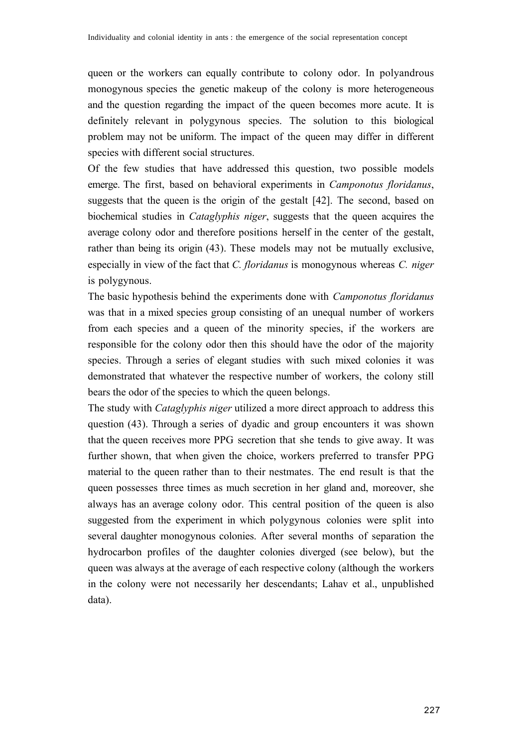queen or the workers can equally contribute to colony odor. In polyandrous monogynous species the genetic makeup of the colony is more heterogeneous and the question regarding the impact of the queen becomes more acute. It is definitely relevant in polygynous species. The solution to this biological problem may not be uniform. The impact of the queen may differ in different species with different social structures.

Of the few studies that have addressed this question, two possible models emerge. The first, based on behavioral experiments in *Camponotus floridanus*, suggests that the queen is the origin of the gestalt [42]. The second, based on biochemical studies in *Cataglyphis niger*, suggests that the queen acquires the average colony odor and therefore positions herself in the center of the gestalt, rather than being its origin (43). These models may not be mutually exclusive, especially in view of the fact that *C. floridanus* is monogynous whereas *C. niger* is polygynous.

The basic hypothesis behind the experiments done with *Camponotus floridanus* was that in a mixed species group consisting of an unequal number of workers from each species and a queen of the minority species, if the workers are responsible for the colony odor then this should have the odor of the majority species. Through a series of elegant studies with such mixed colonies it was demonstrated that whatever the respective number of workers, the colony still bears the odor of the species to which the queen belongs.

The study with *Cataglyphis niger* utilized a more direct approach to address this question (43). Through a series of dyadic and group encounters it was shown that the queen receives more PPG secretion that she tends to give away. It was further shown, that when given the choice, workers preferred to transfer PPG material to the queen rather than to their nestmates. The end result is that the queen possesses three times as much secretion in her gland and, moreover, she always has an average colony odor. This central position of the queen is also suggested from the experiment in which polygynous colonies were split into several daughter monogynous colonies. After several months of separation the hydrocarbon profiles of the daughter colonies diverged (see below), but the queen was always at the average of each respective colony (although the workers in the colony were not necessarily her descendants; Lahav et al., unpublished data).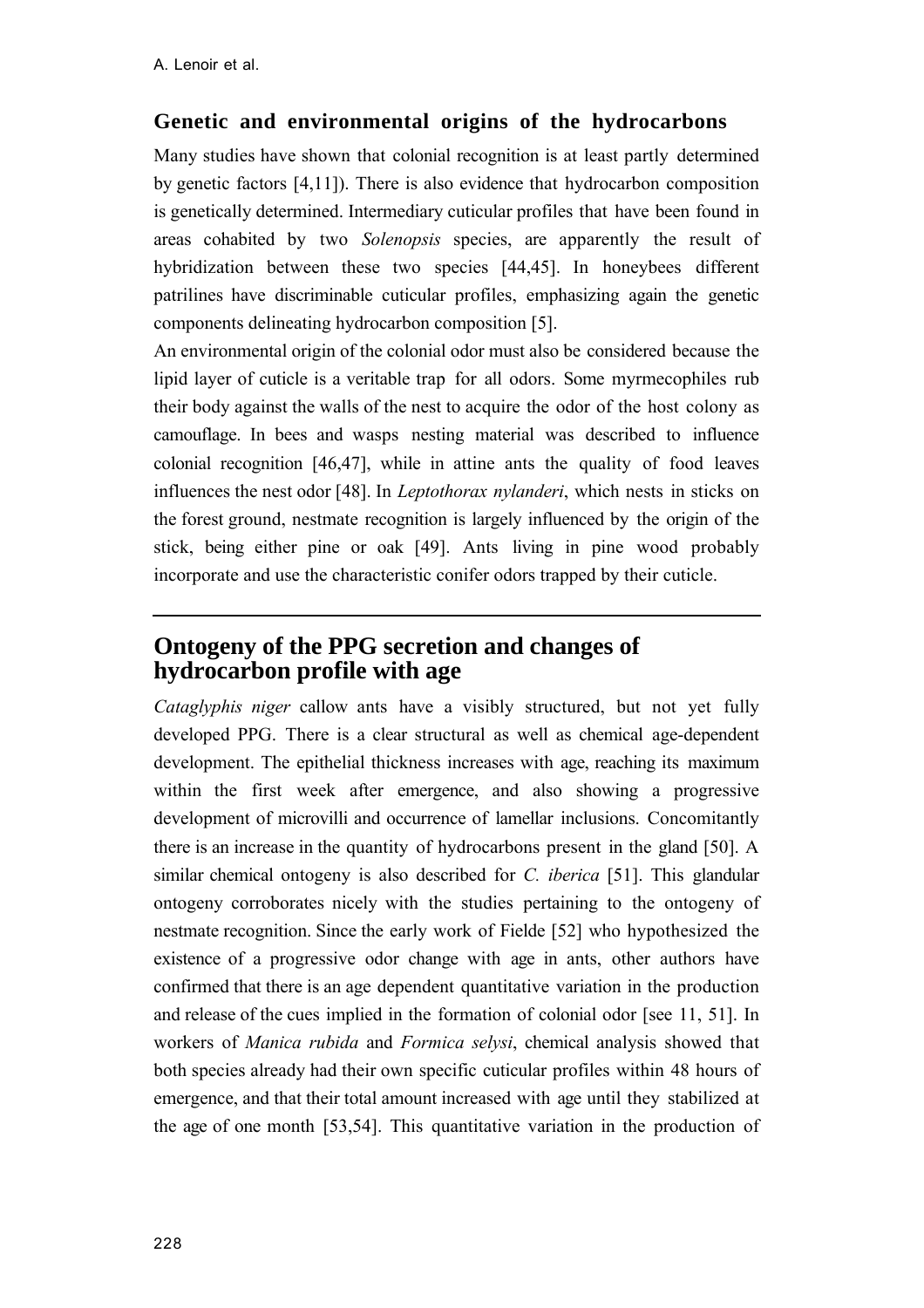## Genetic and environmental origins of the hydrocarbons

Many studies have shown that colonial recognition is at least partly determined by genetic factors [4,11]). There is also evidence that hydrocarbon composition is genetically determined. Intermediary cuticular profiles that have been found in areas cohabited by two *Solenopsis* species, are apparently the result of hybridization between these two species [44,45]. In honeybees different patrilines have discriminable cuticular profiles, emphasizing again the genetic components delineating hydrocarbon composition [5].

An environmental origin of the colonial odor must also be considered because the lipid layer of cuticle is a veritable trap for all odors. Some myrmecophiles rub their body against the walls of the nest to acquire the odor of the host colony as camouflage. In bees and wasps nesting material was described to influence colonial recognition [46,47], while in attine ants the quality of food leaves influences the nest odor [48]. In *Leptothorax nylanderi*, which nests in sticks on the forest ground, nestmate recognition is largely influenced by the origin of the stick, being either pine or oak [49]. Ants living in pine wood probably incorporate and use the characteristic conifer odors trapped by their cuticle.

## Ontogeny of the PPG secretion and changes of hydrocarbon profile with age

*Cataglyphis niger* callow ants have a visibly structured, but not yet fully developed PPG. There is a clear structural as well as chemical age-dependent development. The epithelial thickness increases with age, reaching its maximum within the first week after emergence, and also showing a progressive development of microvilli and occurrence of lamellar inclusions. Concomitantly there is an increase in the quantity of hydrocarbons present in the gland [50]. A similar chemical ontogeny is also described for *C. iberica* [51]. This glandular ontogeny corroborates nicely with the studies pertaining to the ontogeny of nestmate recognition. Since the early work of Fielde [52] who hypothesized the existence of a progressive odor change with age in ants, other authors have confirmed that there is an age dependent quantitative variation in the production and release of the cues implied in the formation of colonial odor [see 11, 51]. In workers of *Manica rubida* and *Formica selysi*, chemical analysis showed that both species already had their own specific cuticular profiles within 48 hours of emergence, and that their total amount increased with age until they stabilized at the age of one month [53,54]. This quantitative variation in the production of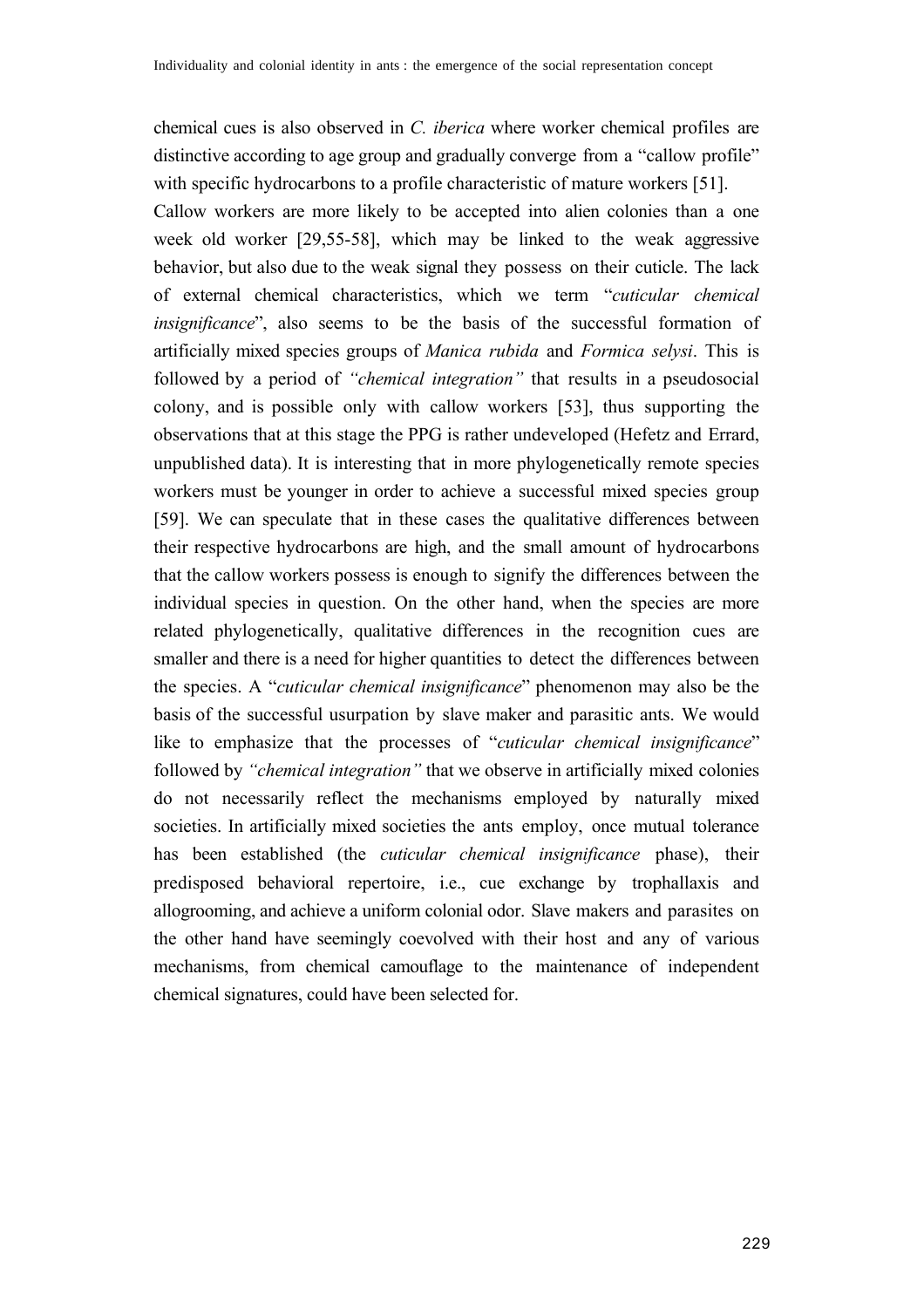chemical cues is also observed in *C. iberica* where worker chemical profiles are distinctive according to age group and gradually converge from a "callow profile" with specific hydrocarbons to a profile characteristic of mature workers [51].

Callow workers are more likely to be accepted into alien colonies than a one week old worker [29,55-58], which may be linked to the weak aggressive behavior, but also due to the weak signal they possess on their cuticle. The lack of external chemical characteristics, which we term "*cuticular chemical insignificance*", also seems to be the basis of the successful formation of artificially mixed species groups of *Manica rubida* and *Formica selysi*. This is followed by a period of *"chemical integration"* that results in a pseudosocial colony, and is possible only with callow workers [53], thus supporting the observations that at this stage the PPG is rather undeveloped (Hefetz and Errard, unpublished data). It is interesting that in more phylogenetically remote species workers must be younger in order to achieve a successful mixed species group [59]. We can speculate that in these cases the qualitative differences between their respective hydrocarbons are high, and the small amount of hydrocarbons that the callow workers possess is enough to signify the differences between the individual species in question. On the other hand, when the species are more related phylogenetically, qualitative differences in the recognition cues are smaller and there is a need for higher quantities to detect the differences between the species. A "*cuticular chemical insignificance*" phenomenon may also be the basis of the successful usurpation by slave maker and parasitic ants. We would like to emphasize that the processes of "*cuticular chemical insignificance*" followed by *"chemical integration"* that we observe in artificially mixed colonies do not necessarily reflect the mechanisms employed by naturally mixed societies. In artificially mixed societies the ants employ, once mutual tolerance has been established (the *cuticular chemical insignificance* phase), their predisposed behavioral repertoire, i.e., cue exchange by trophallaxis and allogrooming, and achieve a uniform colonial odor. Slave makers and parasites on the other hand have seemingly coevolved with their host and any of various mechanisms, from chemical camouflage to the maintenance of independent chemical signatures, could have been selected for.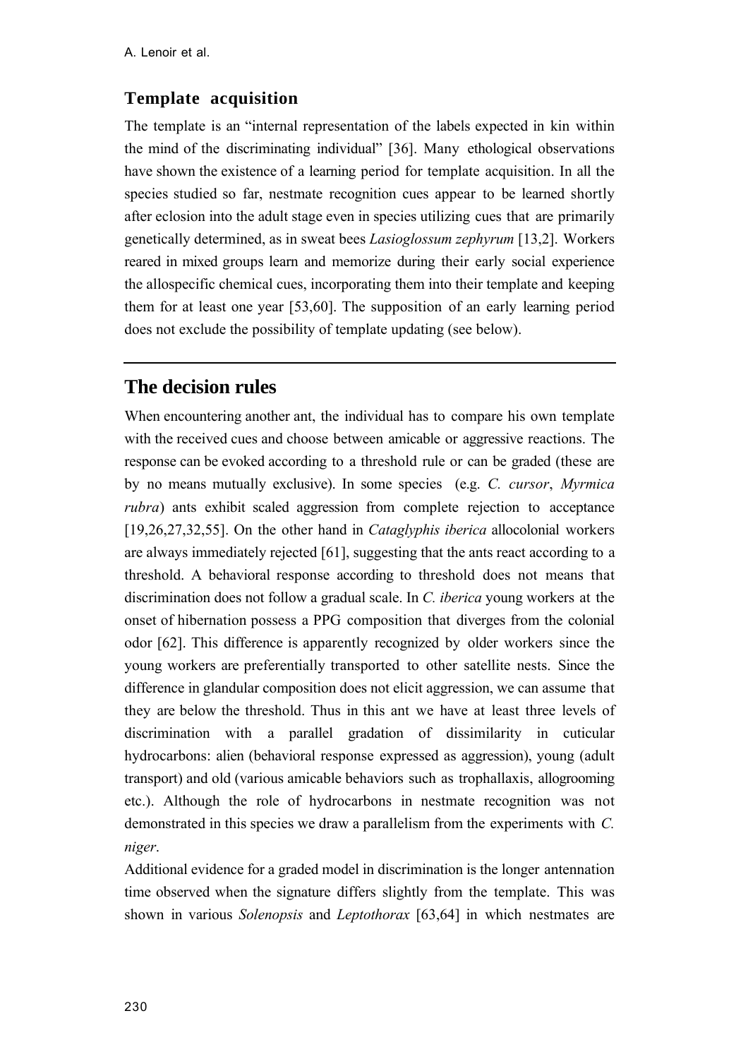### Template acquisition

The template is an "internal representation of the labels expected in kin within the mind of the discriminating individual" [36]. Many ethological observations have shown the existence of a learning period for template acquisition. In all the species studied so far, nestmate recognition cues appear to be learned shortly after eclosion into the adult stage even in species utilizing cues that are primarily genetically determined, as in sweat bees *Lasioglossum zephyrum* [13,2]. Workers reared in mixed groups learn and memorize during their early social experience the allospecific chemical cues, incorporating them into their template and keeping them for at least one year [53,60]. The supposition of an early learning period does not exclude the possibility of template updating (see below).

## The decision rules

When encountering another ant, the individual has to compare his own template with the received cues and choose between amicable or aggressive reactions. The response can be evoked according to a threshold rule or can be graded (these are by no means mutually exclusive). In some species (e.g. *C. cursor*, *Myrmica rubra*) ants exhibit scaled aggression from complete rejection to acceptance [19,26,27,32,55]. On the other hand in *Cataglyphis iberica* allocolonial workers are always immediately rejected [61], suggesting that the ants react according to a threshold. A behavioral response according to threshold does not means that discrimination does not follow a gradual scale. In *C. iberica* young workers at the onset of hibernation possess a PPG composition that diverges from the colonial odor [62]. This difference is apparently recognized by older workers since the young workers are preferentially transported to other satellite nests. Since the difference in glandular composition does not elicit aggression, we can assume that they are below the threshold. Thus in this ant we have at least three levels of discrimination with a parallel gradation of dissimilarity in cuticular hydrocarbons: alien (behavioral response expressed as aggression), young (adult transport) and old (various amicable behaviors such as trophallaxis, allogrooming etc.). Although the role of hydrocarbons in nestmate recognition was not demonstrated in this species we draw a parallelism from the experiments with *C. niger*.

Additional evidence for a graded model in discrimination is the longer antennation time observed when the signature differs slightly from the template. This was shown in various *Solenopsis* and *Leptothorax* [63,64] in which nestmates are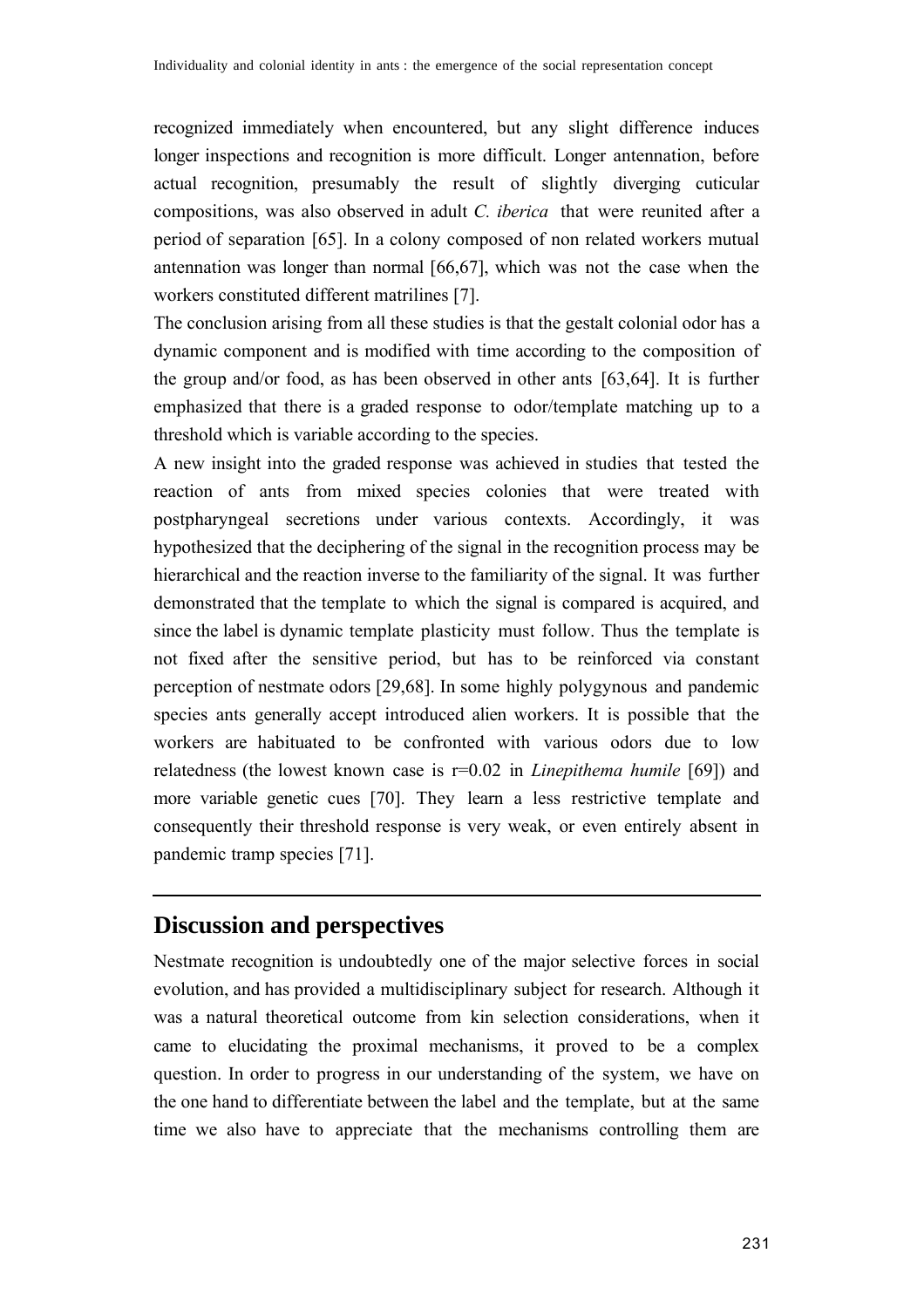recognized immediately when encountered, but any slight difference induces longer inspections and recognition is more difficult. Longer antennation, before actual recognition, presumably the result of slightly diverging cuticular compositions, was also observed in adult *C. iberica* that were reunited after a period of separation [65]. In a colony composed of non related workers mutual antennation was longer than normal [66,67], which was not the case when the workers constituted different matrilines [7].

The conclusion arising from all these studies is that the gestalt colonial odor has a dynamic component and is modified with time according to the composition of the group and/or food, as has been observed in other ants [63,64]. It is further emphasized that there is a graded response to odor/template matching up to a threshold which is variable according to the species.

A new insight into the graded response was achieved in studies that tested the reaction of ants from mixed species colonies that were treated with postpharyngeal secretions under various contexts. Accordingly, it was hypothesized that the deciphering of the signal in the recognition process may be hierarchical and the reaction inverse to the familiarity of the signal. It was further demonstrated that the template to which the signal is compared is acquired, and since the label is dynamic template plasticity must follow. Thus the template is not fixed after the sensitive period, but has to be reinforced via constant perception of nestmate odors [29,68]. In some highly polygynous and pandemic species ants generally accept introduced alien workers. It is possible that the workers are habituated to be confronted with various odors due to low relatedness (the lowest known case is r=0.02 in *Linepithema humile* [69]) and more variable genetic cues [70]. They learn a less restrictive template and consequently their threshold response is very weak, or even entirely absent in pandemic tramp species [71].

## Discussion and perspectives

Nestmate recognition is undoubtedly one of the major selective forces in social evolution, and has provided a multidisciplinary subject for research. Although it was a natural theoretical outcome from kin selection considerations, when it came to elucidating the proximal mechanisms, it proved to be a complex question. In order to progress in our understanding of the system, we have on the one hand to differentiate between the label and the template, but at the same time we also have to appreciate that the mechanisms controlling them are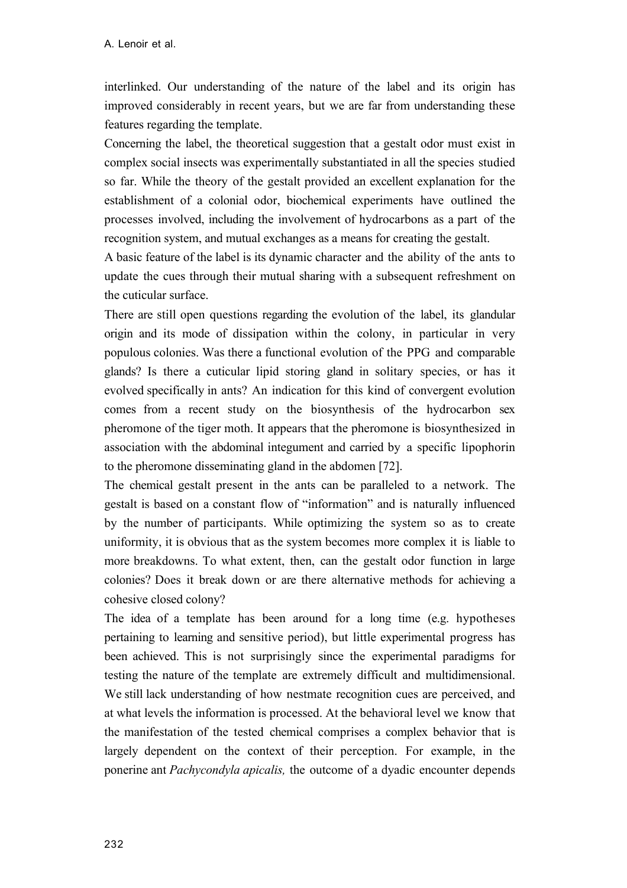interlinked. Our understanding of the nature of the label and its origin has improved considerably in recent years, but we are far from understanding these features regarding the template.

Concerning the label, the theoretical suggestion that a gestalt odor must exist in complex social insects was experimentally substantiated in all the species studied so far. While the theory of the gestalt provided an excellent explanation for the establishment of a colonial odor, biochemical experiments have outlined the processes involved, including the involvement of hydrocarbons as a part of the recognition system, and mutual exchanges as a means for creating the gestalt.

A basic feature of the label is its dynamic character and the ability of the ants to update the cues through their mutual sharing with a subsequent refreshment on the cuticular surface.

There are still open questions regarding the evolution of the label, its glandular origin and its mode of dissipation within the colony, in particular in very populous colonies. Was there a functional evolution of the PPG and comparable glands? Is there a cuticular lipid storing gland in solitary species, or has it evolved specifically in ants? An indication for this kind of convergent evolution comes from a recent study on the biosynthesis of the hydrocarbon sex pheromone of the tiger moth. It appears that the pheromone is biosynthesized in association with the abdominal integument and carried by a specific lipophorin to the pheromone disseminating gland in the abdomen [72].

The chemical gestalt present in the ants can be paralleled to a network. The gestalt is based on a constant flow of "information" and is naturally influenced by the number of participants. While optimizing the system so as to create uniformity, it is obvious that as the system becomes more complex it is liable to more breakdowns. To what extent, then, can the gestalt odor function in large colonies? Does it break down or are there alternative methods for achieving a cohesive closed colony?

The idea of a template has been around for a long time (e.g. hypotheses pertaining to learning and sensitive period), but little experimental progress has been achieved. This is not surprisingly since the experimental paradigms for testing the nature of the template are extremely difficult and multidimensional. We still lack understanding of how nestmate recognition cues are perceived, and at what levels the information is processed. At the behavioral level we know that the manifestation of the tested chemical comprises a complex behavior that is largely dependent on the context of their perception. For example, in the ponerine ant *Pachycondyla apicalis,* the outcome of a dyadic encounter depends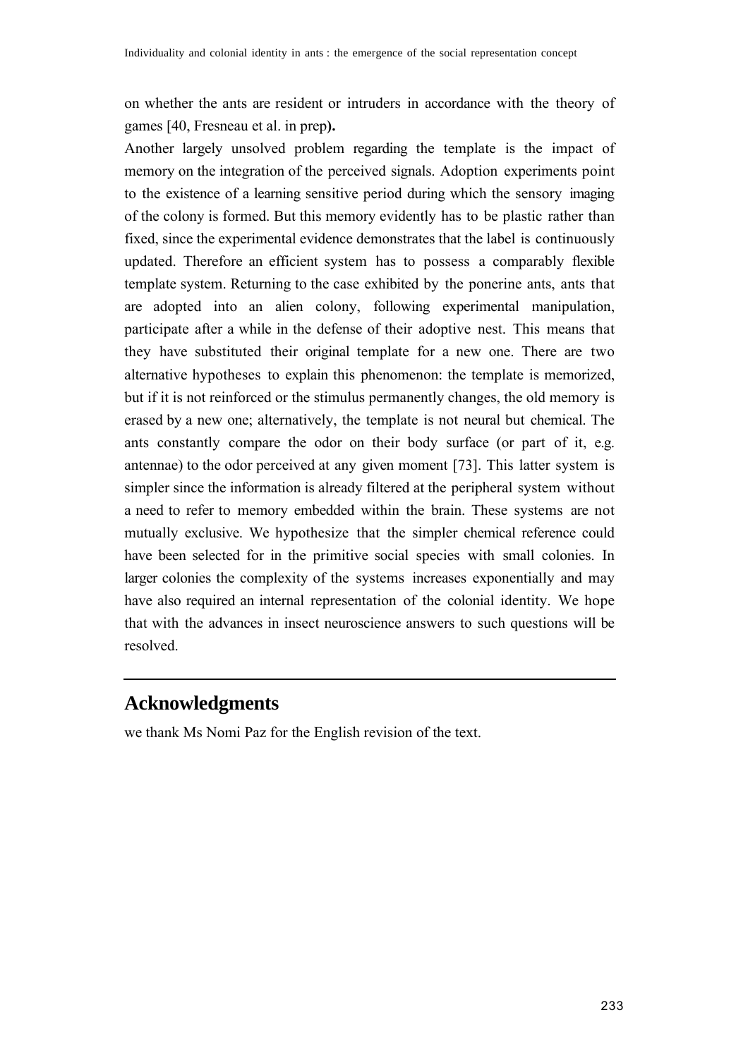on whether the ants are resident or intruders in accordance with the theory of games [40, Fresneau et al. in prep**).**

Another largely unsolved problem regarding the template is the impact of memory on the integration of the perceived signals. Adoption experiments point to the existence of a learning sensitive period during which the sensory imaging of the colony is formed. But this memory evidently has to be plastic rather than fixed, since the experimental evidence demonstrates that the label is continuously updated. Therefore an efficient system has to possess a comparably flexible template system. Returning to the case exhibited by the ponerine ants, ants that are adopted into an alien colony, following experimental manipulation, participate after a while in the defense of their adoptive nest. This means that they have substituted their original template for a new one. There are two alternative hypotheses to explain this phenomenon: the template is memorized, but if it is not reinforced or the stimulus permanently changes, the old memory is erased by a new one; alternatively, the template is not neural but chemical. The ants constantly compare the odor on their body surface (or part of it, e.g. antennae) to the odor perceived at any given moment [73]. This latter system is simpler since the information is already filtered at the peripheral system without a need to refer to memory embedded within the brain. These systems are not mutually exclusive. We hypothesize that the simpler chemical reference could have been selected for in the primitive social species with small colonies. In larger colonies the complexity of the systems increases exponentially and may have also required an internal representation of the colonial identity. We hope that with the advances in insect neuroscience answers to such questions will be resolved.

## Acknowledgments

we thank Ms Nomi Paz for the English revision of the text.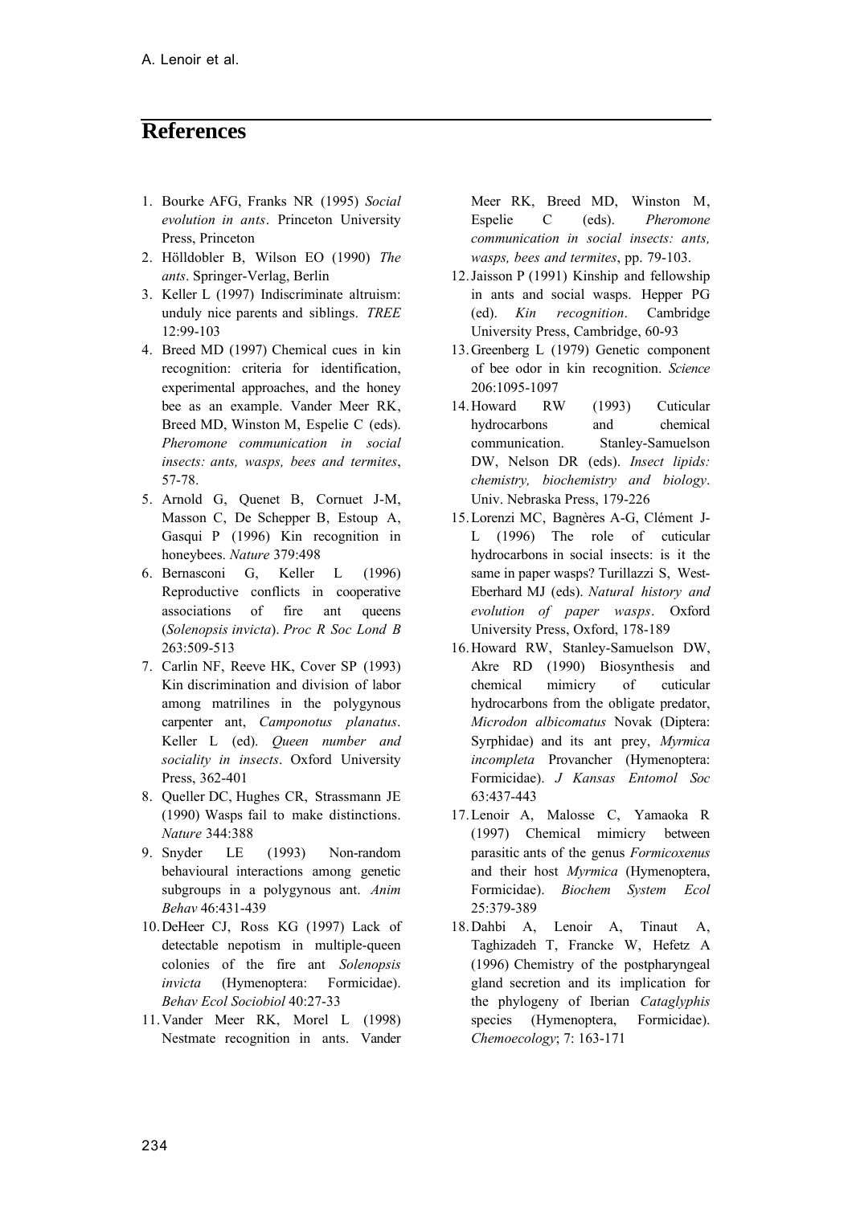## References

1. Bourke AFG, Franks NR (1995) *Social evolution in ants*. Princeton University Press, Princeton
2. Hölldobler B, Wilson EO (1990) *The ants*. Springer-Verlag, Berlin
3. Keller L (1997) Indiscriminate altruism: unduly nice parents and siblings. *TREE* 12:99-103
4. Breed MD (1997) Chemical cues in kin recognition: criteria for identification, experimental approaches, and the honey bee as an example. Vander Meer RK, Breed MD, Winston M, Espelie C (eds). *Pheromone communication in social insects: ants, wasps, bees and termites*, 57-78.
5. Arnold G, Quenet B, Cornuet J-M, Masson C, De Schepper B, Estoup A, Gasqui P (1996) Kin recognition in honeybees. *Nature* 379:498
6. Bernasconi G, Keller L (1996) Reproductive conflicts in cooperative associations of fire ant queens (*Solenopsis invicta*). *Proc R Soc Lond B* 263:509-513
7. Carlin NF, Reeve HK, Cover SP (1993) Kin discrimination and division of labor among matrilines in the polygynous carpenter ant, *Camponotus planatus*. Keller L (ed). *Queen number and sociality in insects*. Oxford University Press, 362-401
8. Queller DC, Hughes CR, Strassmann JE (1990) Wasps fail to make distinctions. *Nature* 344:388
9. Snyder LE (1993) Non-random behavioural interactions among genetic subgroups in a polygynous ant. *Anim Behav* 46:431-439
10. DeHeer CJ, Ross KG (1997) Lack of detectable nepotism in multiple-queen colonies of the fire ant *Solenopsis invicta* (Hymenoptera: Formicidae). *Behav Ecol Sociobiol* 40:27-33
11. Vander Meer RK, Morel L (1998) Nestmate recognition in ants. Vander Meer RK, Breed MD, Winston M, Espelie C (eds). *Pheromone communication in social insects: ants, wasps, bees and termites*, pp. 79-103.
12. Jaisson P (1991) Kinship and fellowship in ants and social wasps. Hepper PG (ed). *Kin recognition*. Cambridge University Press, Cambridge, 60-93
13. Greenberg L (1979) Genetic component of bee odor in kin recognition. *Science* 206:1095-1097
14. Howard RW (1993) Cuticular hydrocarbons and chemical communication. Stanley-Samuelson DW, Nelson DR (eds). *Insect lipids: chemistry, biochemistry and biology*. Univ. Nebraska Press, 179-226
15. Lorenzi MC, Bagnères A-G, Clément J-L (1996) The role of cuticular hydrocarbons in social insects: is it the same in paper wasps? Turillazzi S, West-Eberhard MJ (eds). *Natural history and evolution of paper wasps*. Oxford University Press, Oxford, 178-189
16. Howard RW, Stanley-Samuelson DW, Akre RD (1990) Biosynthesis and chemical mimicry of cuticular hydrocarbons from the obligate predator, *Microdon albicomatus* Novak (Diptera: Syrphidae) and its ant prey, *Myrmica incompleta* Provancher (Hymenoptera: Formicidae). *J Kansas Entomol Soc* 63:437-443
17. Lenoir A, Malosse C, Yamaoka R (1997) Chemical mimicry between parasitic ants of the genus *Formicoxenus* and their host *Myrmica* (Hymenoptera, Formicidae). *Biochem System Ecol* 25:379-389
18. Dahbi A, Lenoir A, Tinaut A, Taghizadeh T, Francke W, Hefetz A (1996) Chemistry of the postpharyngeal gland secretion and its implication for the phylogeny of Iberian *Cataglyphis* species (Hymenoptera, Formicidae). *Chemoecology*; 7: 163-171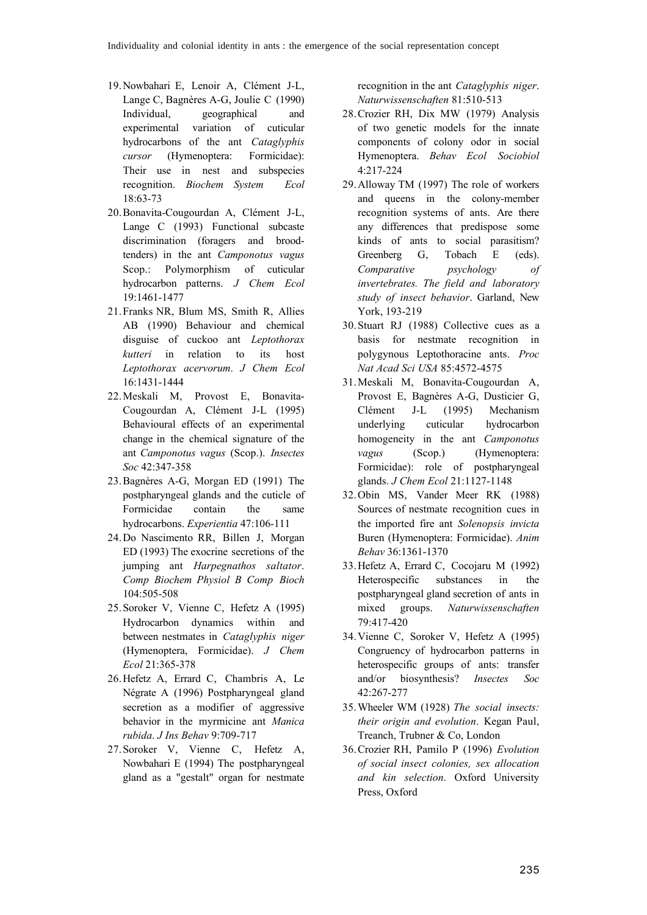19. Nowbahari E, Lenoir A, Clément J-L, Lange C, Bagnères A-G, Joulie C (1990) Individual, geographical and experimental variation of cuticular hydrocarbons of the ant *Cataglyphis cursor* (Hymenoptera: Formicidae): Their use in nest and subspecies recognition. *Biochem System Ecol* 18:63-73
20. Bonavita-Cougourdan A, Clément J-L, Lange C (1993) Functional subcaste discrimination (foragers and brood-tenders) in the ant *Camponotus vagus* Scop.: Polymorphism of cuticular hydrocarbon patterns. *J Chem Ecol* 19:1461-1477
21. Franks NR, Blum MS, Smith R, Allies AB (1990) Behaviour and chemical disguise of cuckoo ant *Leptothorax kutteri* in relation to its host *Leptothorax acervorum*. *J Chem Ecol* 16:1431-1444
22. Meskali M, Provost E, Bonavita-Cougourdan A, Clément J-L (1995) Behavioural effects of an experimental change in the chemical signature of the ant *Camponotus vagus* (Scop.). *Insectes Soc* 42:347-358
23. Bagnères A-G, Morgan ED (1991) The postpharyngeal glands and the cuticle of Formicidae contain the same hydrocarbons. *Experientia* 47:106-111
24. Do Nascimento RR, Billen J, Morgan ED (1993) The exocrine secretions of the jumping ant *Harpegnathos saltator*. *Comp Biochem Physiol B Comp Bioch* 104:505-508
25. Soroker V, Vienne C, Hefetz A (1995) Hydrocarbon dynamics within and between nestmates in *Cataglyphis niger* (Hymenoptera, Formicidae). *J Chem Ecol* 21:365-378
26. Hefetz A, Errard C, Chambris A, Le Négrate A (1996) Postpharyngeal gland secretion as a modifier of aggressive behavior in the myrmicine ant *Manica rubida*. *J Ins Behav* 9:709-717
27. Soroker V, Vienne C, Hefetz A, Nowbahari E (1994) The postpharyngeal gland as a "gestalt" organ for nestmate recognition in the ant *Cataglyphis niger*. *Naturwissenschaften* 81:510-513
28. Crozier RH, Dix MW (1979) Analysis of two genetic models for the innate components of colony odor in social Hymenoptera. *Behav Ecol Sociobiol* 4:217-224
29. Alloway TM (1997) The role of workers and queens in the colony-member recognition systems of ants. Are there any differences that predispose some kinds of ants to social parasitism? Greenberg G, Tobach E (eds). *Comparative psychology of invertebrates. The field and laboratory study of insect behavior*. Garland, New York, 193-219
30. Stuart RJ (1988) Collective cues as a basis for nestmate recognition in polygynous Leptothoracine ants. *Proc Nat Acad Sci USA* 85:4572-4575
31. Meskali M, Bonavita-Cougourdan A, Provost E, Bagnères A-G, Dusticier G, Clément J-L (1995) Mechanism underlying cuticular hydrocarbon homogeneity in the ant *Camponotus vagus* (Scop.) (Hymenoptera: Formicidae): role of postpharyngeal glands. *J Chem Ecol* 21:1127-1148
32. Obin MS, Vander Meer RK (1988) Sources of nestmate recognition cues in the imported fire ant *Solenopsis invicta* Buren (Hymenoptera: Formicidae). *Anim Behav* 36:1361-1370
33. Hefetz A, Errard C, Cocojaru M (1992) Heterospecific substances in the postpharyngeal gland secretion of ants in mixed groups. *Naturwissenschaften* 79:417-420
34. Vienne C, Soroker V, Hefetz A (1995) Congruency of hydrocarbon patterns in heterospecific groups of ants: transfer and/or biosynthesis? *Insectes Soc* 42:267-277
35. Wheeler WM (1928) *The social insects: their origin and evolution*. Kegan Paul, Treanch, Trubner & Co, London
36. Crozier RH, Pamilo P (1996) *Evolution of social insect colonies, sex allocation and kin selection*. Oxford University Press, Oxford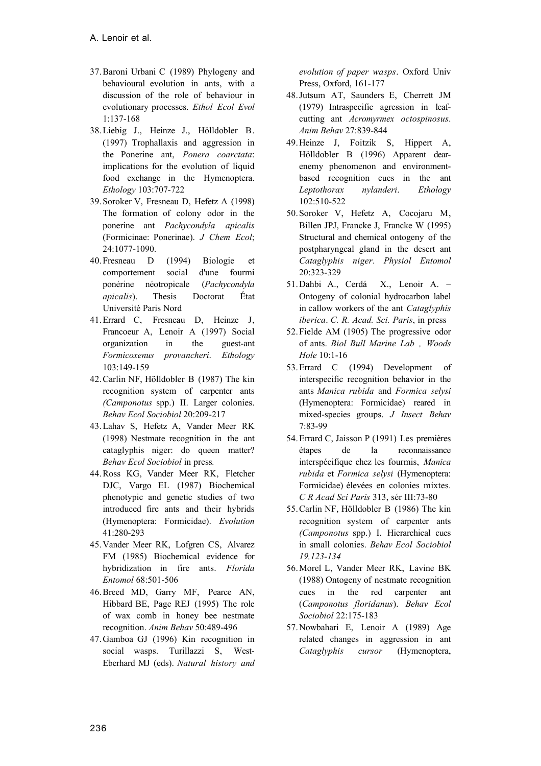37. Baroni Urbani C (1989) Phylogeny and behavioural evolution in ants, with a discussion of the role of behaviour in evolutionary processes. *Ethol Ecol Evol* 1:137-168
38. Liebig J., Heinze J., Hölldobler B. (1997) Trophallaxis and aggression in the Ponerine ant, *Ponera coarctata*: implications for the evolution of liquid food exchange in the Hymenoptera. *Ethology* 103:707-722
39. Soroker V, Fresneau D, Hefetz A (1998) The formation of colony odor in the ponerine ant *Pachycondyla apicalis* (Formicinae: Ponerinae). *J Chem Ecol*; 24:1077-1090.
40. Fresneau D (1994) Biologie et comportement social d'une fourmi ponérine néotropicale (*Pachycondyla apicalis*). Thesis Doctorat État Université Paris Nord
41. Errard C, Fresneau D, Heinze J, Francoeur A, Lenoir A (1997) Social organization in the guest-ant *Formicoxenus provancheri*. *Ethology* 103:149-159
42. Carlin NF, Hölldobler B (1987) The kin recognition system of carpenter ants *(Camponotus* spp.) II. Larger colonies. *Behav Ecol Sociobiol* 20:209-217
43. Lahav S, Hefetz A, Vander Meer RK (1998) Nestmate recognition in the ant cataglyphis niger: do queen matter? *Behav Ecol Sociobiol* in press*.*
44. Ross KG, Vander Meer RK, Fletcher DJC, Vargo EL (1987) Biochemical phenotypic and genetic studies of two introduced fire ants and their hybrids (Hymenoptera: Formicidae). *Evolution* 41:280-293
45. Vander Meer RK, Lofgren CS, Alvarez FM (1985) Biochemical evidence for hybridization in fire ants. *Florida Entomol* 68:501-506
46. Breed MD, Garry MF, Pearce AN, Hibbard BE, Page REJ (1995) The role of wax comb in honey bee nestmate recognition. *Anim Behav* 50:489-496
47. Gamboa GJ (1996) Kin recognition in social wasps. Turillazzi S, West-Eberhard MJ (eds). *Natural history and evolution of paper wasps*. Oxford Univ Press, Oxford, 161-177
48. Jutsum AT, Saunders E, Cherrett JM (1979) Intraspecific agression in leaf-cutting ant *Acromyrmex octospinosus*. *Anim Behav* 27:839-844
49. Heinze J, Foitzik S, Hippert A, Hölldobler B (1996) Apparent dear-enemy phenomenon and environment-based recognition cues in the ant *Leptothorax nylanderi*. *Ethology* 102:510-522
50. Soroker V, Hefetz A, Cocojaru M, Billen JPJ, Francke J, Francke W (1995) Structural and chemical ontogeny of the postpharyngeal gland in the desert ant *Cataglyphis niger*. *Physiol Entomol* 20:323-329
51. Dahbi A., Cerdá X., Lenoir A. – Ontogeny of colonial hydrocarbon label in callow workers of the ant *Cataglyphis iberica*. *C. R. Acad. Sci. Paris*, in press
52. Fielde AM (1905) The progressive odor of ants. *Biol Bull Marine Lab , Woods Hole* 10:1-16
53. Errard C (1994) Development of interspecific recognition behavior in the ants *Manica rubida* and *Formica selysi* (Hymenoptera: Formicidae) reared in mixed-species groups. *J Insect Behav* 7:83-99
54. Errard C, Jaisson P (1991) Les premières étapes de la reconnaissance interspécifique chez les fourmis, *Manica rubida* et *Formica selysi* (Hymenoptera: Formicidae) élevées en colonies mixtes. *C R Acad Sci Paris* 313, sér III:73-80
55. Carlin NF, Hölldobler B (1986) The kin recognition system of carpenter ants *(Camponotus* spp.) I. Hierarchical cues in small colonies. *Behav Ecol Sociobiol 19,123-134*
56. Morel L, Vander Meer RK, Lavine BK (1988) Ontogeny of nestmate recognition cues in the red carpenter ant (*Camponotus floridanus*). *Behav Ecol Sociobiol* 22:175-183
57. Nowbahari E, Lenoir A (1989) Age related changes in aggression in ant *Cataglyphis cursor* (Hymenoptera,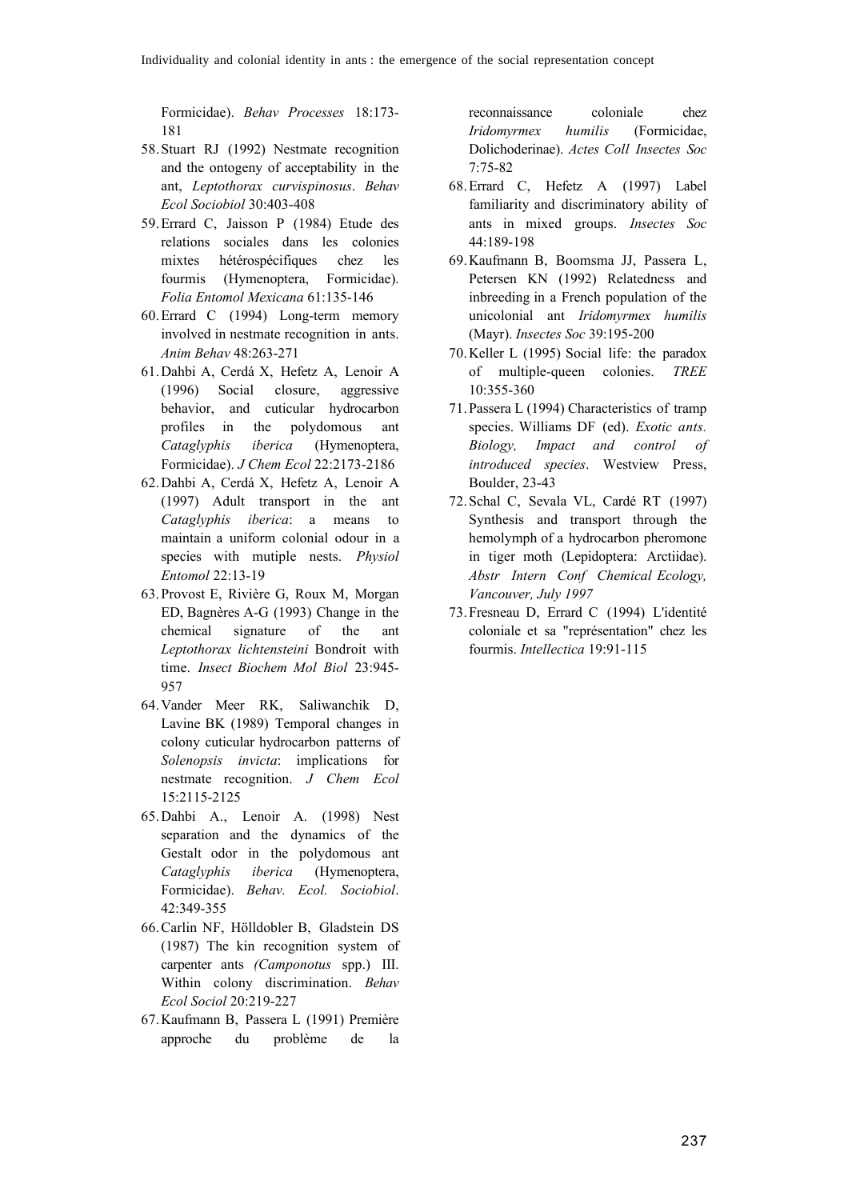Formicidae). *Behav Processes* 18:173-181

58. Stuart RJ (1992) Nestmate recognition and the ontogeny of acceptability in the ant, *Leptothorax curvispinosus*. *Behav Ecol Sociobiol* 30:403-408
59. Errard C, Jaisson P (1984) Etude des relations sociales dans les colonies mixtes hétérospécifiques chez les fourmis (Hymenoptera, Formicidae). *Folia Entomol Mexicana* 61:135-146
60. Errard C (1994) Long-term memory involved in nestmate recognition in ants. *Anim Behav* 48:263-271
61. Dahbi A, Cerdá X, Hefetz A, Lenoir A (1996) Social closure, aggressive behavior, and cuticular hydrocarbon profiles in the polydomous ant *Cataglyphis iberica* (Hymenoptera, Formicidae). *J Chem Ecol* 22:2173-2186
62. Dahbi A, Cerdá X, Hefetz A, Lenoir A (1997) Adult transport in the ant *Cataglyphis iberica*: a means to maintain a uniform colonial odour in a species with mutiple nests. *Physiol Entomol* 22:13-19
63. Provost E, Rivière G, Roux M, Morgan ED, Bagnères A-G (1993) Change in the chemical signature of the ant *Leptothorax lichtensteini* Bondroit with time. *Insect Biochem Mol Biol* 23:945-957
64. Vander Meer RK, Saliwanchik D, Lavine BK (1989) Temporal changes in colony cuticular hydrocarbon patterns of *Solenopsis invicta*: implications for nestmate recognition. *J Chem Ecol* 15:2115-2125
65. Dahbi A., Lenoir A. (1998) Nest separation and the dynamics of the Gestalt odor in the polydomous ant *Cataglyphis iberica* (Hymenoptera, Formicidae). *Behav. Ecol. Sociobiol*. 42:349-355
66. Carlin NF, Hölldobler B, Gladstein DS (1987) The kin recognition system of carpenter ants *(Camponotus* spp.) III. Within colony discrimination. *Behav Ecol Sociol* 20:219-227
67. Kaufmann B, Passera L (1991) Première approche du problème de la reconnaissance coloniale chez *Iridomyrmex humilis* (Formicidae, Dolichoderinae). *Actes Coll Insectes Soc* 7:75-82
68. Errard C, Hefetz A (1997) Label familiarity and discriminatory ability of ants in mixed groups. *Insectes Soc* 44:189-198
69. Kaufmann B, Boomsma JJ, Passera L, Petersen KN (1992) Relatedness and inbreeding in a French population of the unicolonial ant *Iridomyrmex humilis* (Mayr). *Insectes Soc* 39:195-200
70. Keller L (1995) Social life: the paradox of multiple-queen colonies. *TREE* 10:355-360
71. Passera L (1994) Characteristics of tramp species. Williams DF (ed). *Exotic ants. Biology, Impact and control of introduced species*. Westview Press, Boulder, 23-43
72. Schal C, Sevala VL, Cardé RT (1997) Synthesis and transport through the hemolymph of a hydrocarbon pheromone in tiger moth (Lepidoptera: Arctiidae). *Abstr Intern Conf Chemical Ecology, Vancouver, July 1997*
73. Fresneau D, Errard C (1994) L'identité coloniale et sa "représentation" chez les fourmis. *Intellectica* 19:91-115